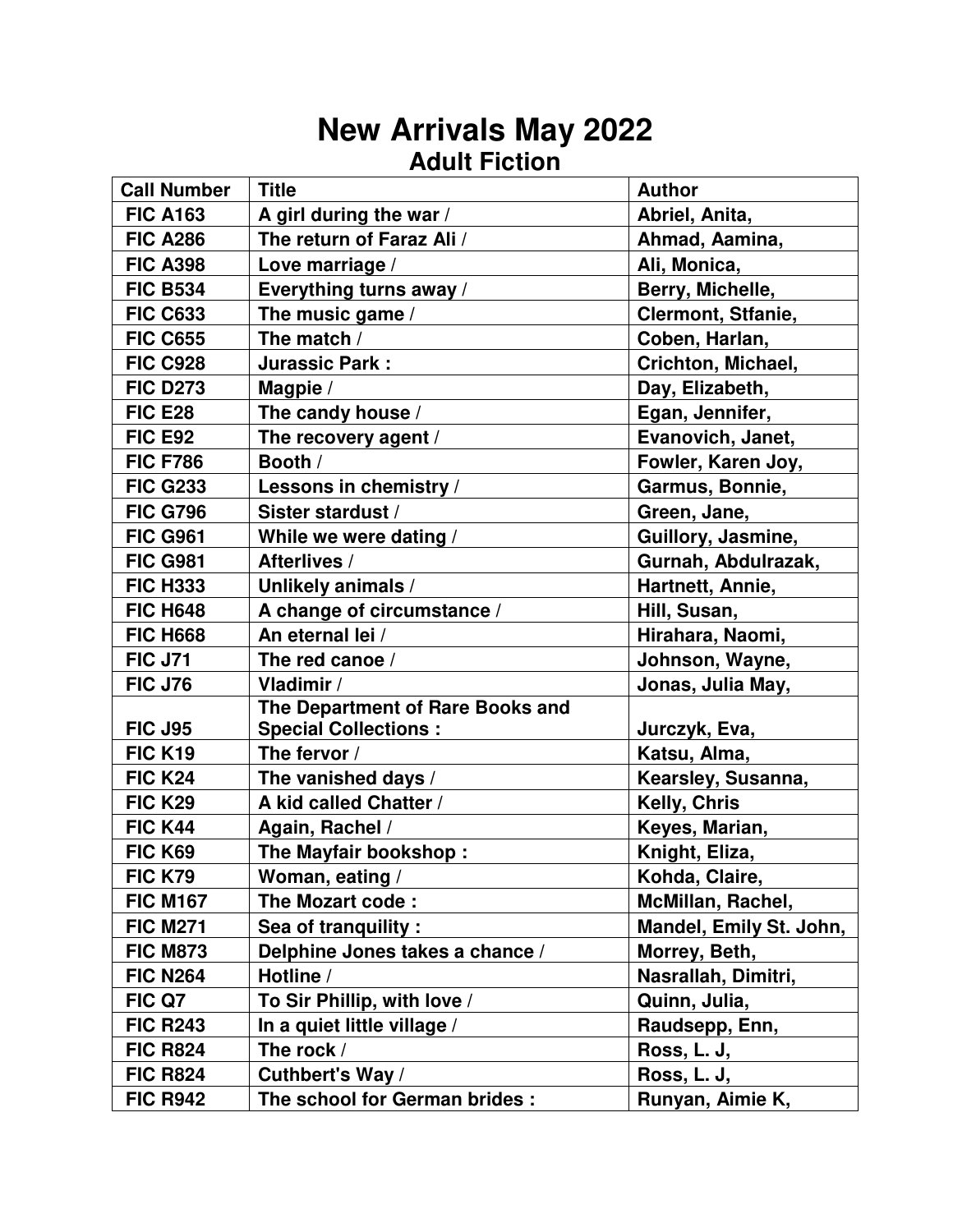# New Arrivals May 2022

## Adult Fiction

| Call Number | Title | Author |
|---|---|---|
| FIC A163 | A girl during the war / | Abriel, Anita, |
| FIC A286 | The return of Faraz Ali / | Ahmad, Aamina, |
| FIC A398 | Love marriage / | Ali, Monica, |
| FIC B534 | Everything turns away / | Berry, Michelle, |
| FIC C633 | The music game / | Clermont, Stfanie, |
| FIC C655 | The match / | Coben, Harlan, |
| FIC C928 | Jurassic Park : | Crichton, Michael, |
| FIC D273 | Magpie / | Day, Elizabeth, |
| FIC E28 | The candy house / | Egan, Jennifer, |
| FIC E92 | The recovery agent / | Evanovich, Janet, |
| FIC F786 | Booth / | Fowler, Karen Joy, |
| FIC G233 | Lessons in chemistry / | Garmus, Bonnie, |
| FIC G796 | Sister stardust / | Green, Jane, |
| FIC G961 | While we were dating / | Guillory, Jasmine, |
| FIC G981 | Afterlives / | Gurnah, Abdulrazak, |
| FIC H333 | Unlikely animals / | Hartnett, Annie, |
| FIC H648 | A change of circumstance / | Hill, Susan, |
| FIC H668 | An eternal lei / | Hirahara, Naomi, |
| FIC J71 | The red canoe / | Johnson, Wayne, |
| FIC J76 | Vladimir / | Jonas, Julia May, |
| FIC J95 | The Department of Rare Books and Special Collections : | Jurczyk, Eva, |
| FIC K19 | The fervor / | Katsu, Alma, |
| FIC K24 | The vanished days / | Kearsley, Susanna, |
| FIC K29 | A kid called Chatter / | Kelly, Chris |
| FIC K44 | Again, Rachel / | Keyes, Marian, |
| FIC K69 | The Mayfair bookshop : | Knight, Eliza, |
| FIC K79 | Woman, eating / | Kohda, Claire, |
| FIC M167 | The Mozart code : | McMillan, Rachel, |
| FIC M271 | Sea of tranquility : | Mandel, Emily St. John, |
| FIC M873 | Delphine Jones takes a chance / | Morrey, Beth, |
| FIC N264 | Hotline / | Nasrallah, Dimitri, |
| FIC Q7 | To Sir Phillip, with love / | Quinn, Julia, |
| FIC R243 | In a quiet little village / | Raudsepp, Enn, |
| FIC R824 | The rock / | Ross, L. J, |
| FIC R824 | Cuthbert's Way / | Ross, L. J, |
| FIC R942 | The school for German brides : | Runyan, Aimie K, |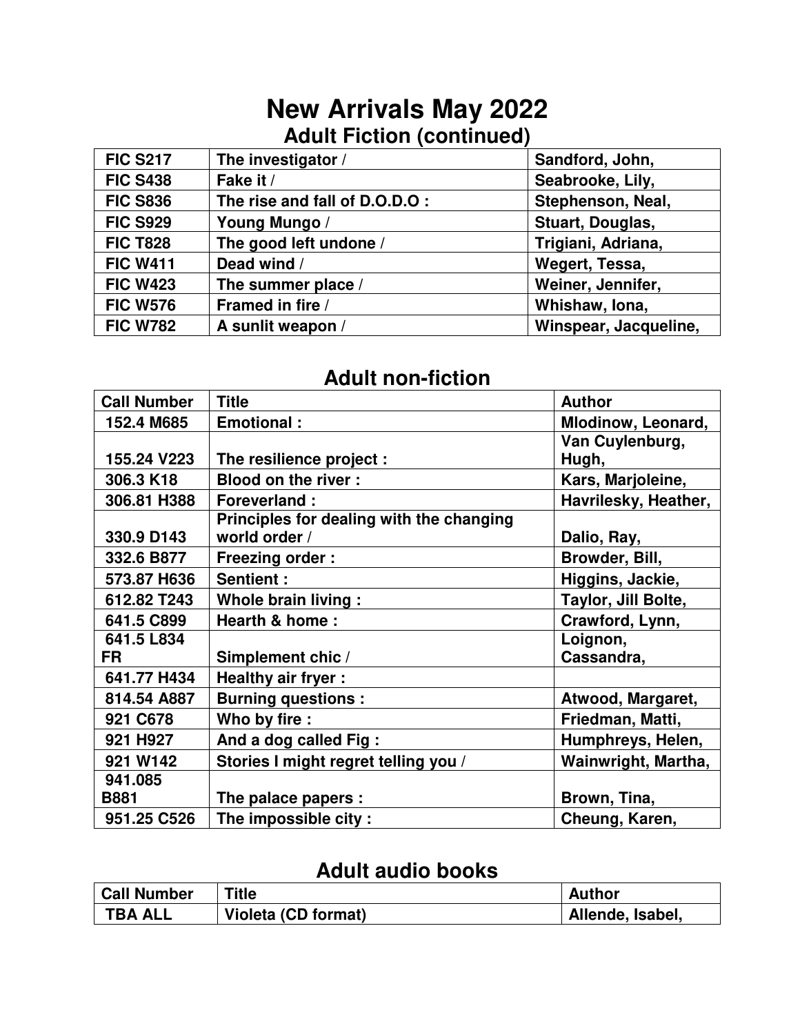# New Arrivals May 2022

## Adult Fiction (continued)

| | | |
|---|---|---|
| FIC S217 | The investigator / | Sandford, John, |
| FIC S438 | Fake it / | Seabrooke, Lily, |
| FIC S836 | The rise and fall of D.O.D.O : | Stephenson, Neal, |
| FIC S929 | Young Mungo / | Stuart, Douglas, |
| FIC T828 | The good left undone / | Trigiani, Adriana, |
| FIC W411 | Dead wind / | Wegert, Tessa, |
| FIC W423 | The summer place / | Weiner, Jennifer, |
| FIC W576 | Framed in fire / | Whishaw, Iona, |
| FIC W782 | A sunlit weapon / | Winspear, Jacqueline, |

## Adult non-fiction

| Call Number | Title | Author |
|---|---|---|
| 152.4 M685 | Emotional : | Mlodinow, Leonard, |
| 155.24 V223 | The resilience project : | Van Cuylenburg, Hugh, |
| 306.3 K18 | Blood on the river : | Kars, Marjoleine, |
| 306.81 H388 | Foreverland : | Havrilesky, Heather, |
| 330.9 D143 | Principles for dealing with the changing world order / | Dalio, Ray, |
| 332.6 B877 | Freezing order : | Browder, Bill, |
| 573.87 H636 | Sentient : | Higgins, Jackie, |
| 612.82 T243 | Whole brain living : | Taylor, Jill Bolte, |
| 641.5 C899 | Hearth & home : | Crawford, Lynn, |
| 641.5 L834 FR | Simplement chic / | Loignon, Cassandra, |
| 641.77 H434 | Healthy air fryer : | |
| 814.54 A887 | Burning questions : | Atwood, Margaret, |
| 921 C678 | Who by fire : | Friedman, Matti, |
| 921 H927 | And a dog called Fig : | Humphreys, Helen, |
| 921 W142 | Stories I might regret telling you / | Wainwright, Martha, |
| 941.085 B881 | The palace papers : | Brown, Tina, |
| 951.25 C526 | The impossible city : | Cheung, Karen, |

## Adult audio books

| Call Number | Title | Author |
|---|---|---|
| TBA ALL | Violeta (CD format) | Allende, Isabel, |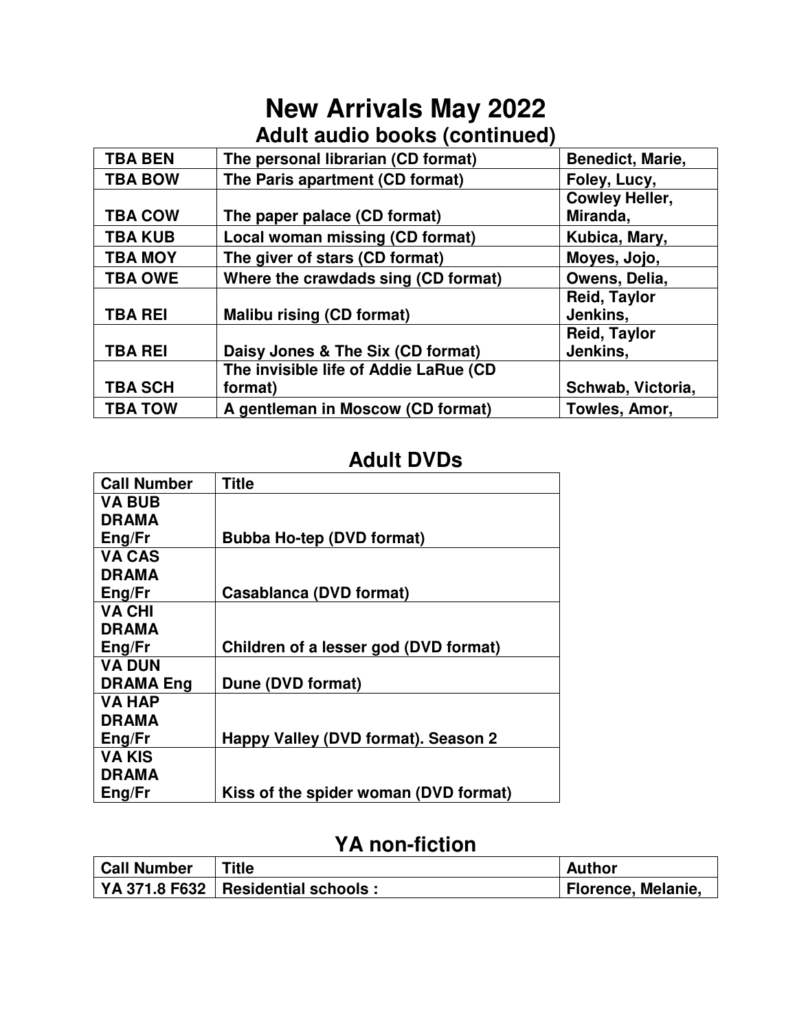# New Arrivals May 2022

## Adult audio books (continued)

| | | |
|---|---|---|
| **TBA BEN** | **The personal librarian (CD format)** | **Benedict, Marie,** |
| **TBA BOW** | **The Paris apartment (CD format)** | **Foley, Lucy,** |
| **TBA COW** | **The paper palace (CD format)** | **Cowley Heller, Miranda,** |
| **TBA KUB** | **Local woman missing (CD format)** | **Kubica, Mary,** |
| **TBA MOY** | **The giver of stars (CD format)** | **Moyes, Jojo,** |
| **TBA OWE** | **Where the crawdads sing (CD format)** | **Owens, Delia,** |
| **TBA REI** | **Malibu rising (CD format)** | **Reid, Taylor Jenkins,** |
| **TBA REI** | **Daisy Jones & The Six (CD format)** | **Reid, Taylor Jenkins,** |
| **TBA SCH** | **The invisible life of Addie LaRue (CD format)** | **Schwab, Victoria,** |
| **TBA TOW** | **A gentleman in Moscow (CD format)** | **Towles, Amor,** |

## Adult DVDs

| Call Number | Title |
|---|---|
| **VA BUB DRAMA Eng/Fr** | **Bubba Ho-tep (DVD format)** |
| **VA CAS DRAMA Eng/Fr** | **Casablanca (DVD format)** |
| **VA CHI DRAMA Eng/Fr** | **Children of a lesser god (DVD format)** |
| **VA DUN DRAMA Eng** | **Dune (DVD format)** |
| **VA HAP DRAMA Eng/Fr** | **Happy Valley (DVD format). Season 2** |
| **VA KIS DRAMA Eng/Fr** | **Kiss of the spider woman (DVD format)** |

## YA non-fiction

| Call Number | Title | Author |
|---|---|---|
| **YA 371.8 F632** | **Residential schools :** | **Florence, Melanie,** |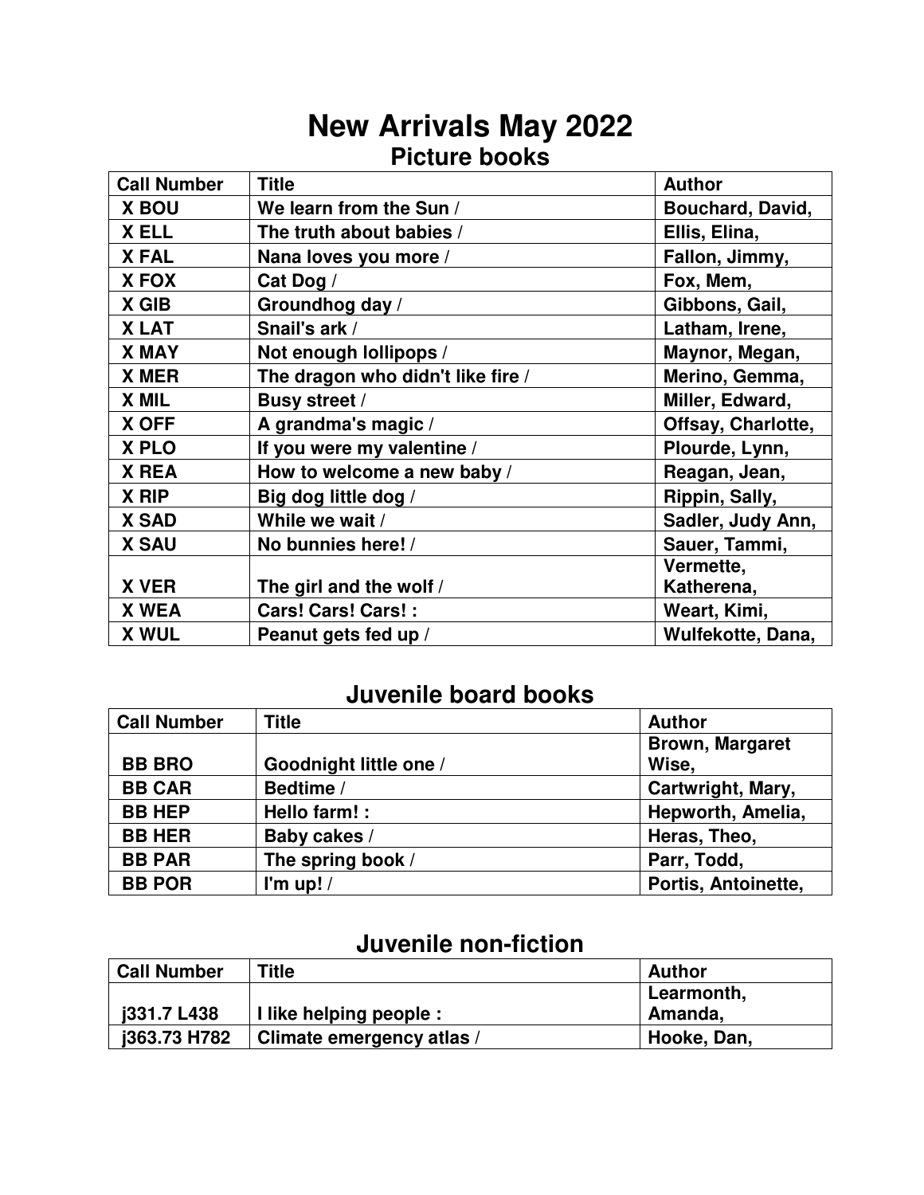# New Arrivals May 2022

## Picture books

| Call Number | Title | Author |
|---|---|---|
| X BOU | We learn from the Sun / | Bouchard, David, |
| X ELL | The truth about babies / | Ellis, Elina, |
| X FAL | Nana loves you more / | Fallon, Jimmy, |
| X FOX | Cat Dog / | Fox, Mem, |
| X GIB | Groundhog day / | Gibbons, Gail, |
| X LAT | Snail's ark / | Latham, Irene, |
| X MAY | Not enough lollipops / | Maynor, Megan, |
| X MER | The dragon who didn't like fire / | Merino, Gemma, |
| X MIL | Busy street / | Miller, Edward, |
| X OFF | A grandma's magic / | Offsay, Charlotte, |
| X PLO | If you were my valentine / | Plourde, Lynn, |
| X REA | How to welcome a new baby / | Reagan, Jean, |
| X RIP | Big dog little dog / | Rippin, Sally, |
| X SAD | While we wait / | Sadler, Judy Ann, |
| X SAU | No bunnies here! / | Sauer, Tammi, |
| X VER | The girl and the wolf / | Vermette, Katherena, |
| X WEA | Cars! Cars! Cars! : | Weart, Kimi, |
| X WUL | Peanut gets fed up / | Wulfekotte, Dana, |

## Juvenile board books

| Call Number | Title | Author |
|---|---|---|
| BB BRO | Goodnight little one / | Brown, Margaret Wise, |
| BB CAR | Bedtime / | Cartwright, Mary, |
| BB HEP | Hello farm! : | Hepworth, Amelia, |
| BB HER | Baby cakes / | Heras, Theo, |
| BB PAR | The spring book / | Parr, Todd, |
| BB POR | I'm up! / | Portis, Antoinette, |

## Juvenile non-fiction

| Call Number | Title | Author |
|---|---|---|
| j331.7 L438 | I like helping people : | Learmonth, Amanda, |
| j363.73 H782 | Climate emergency atlas / | Hooke, Dan, |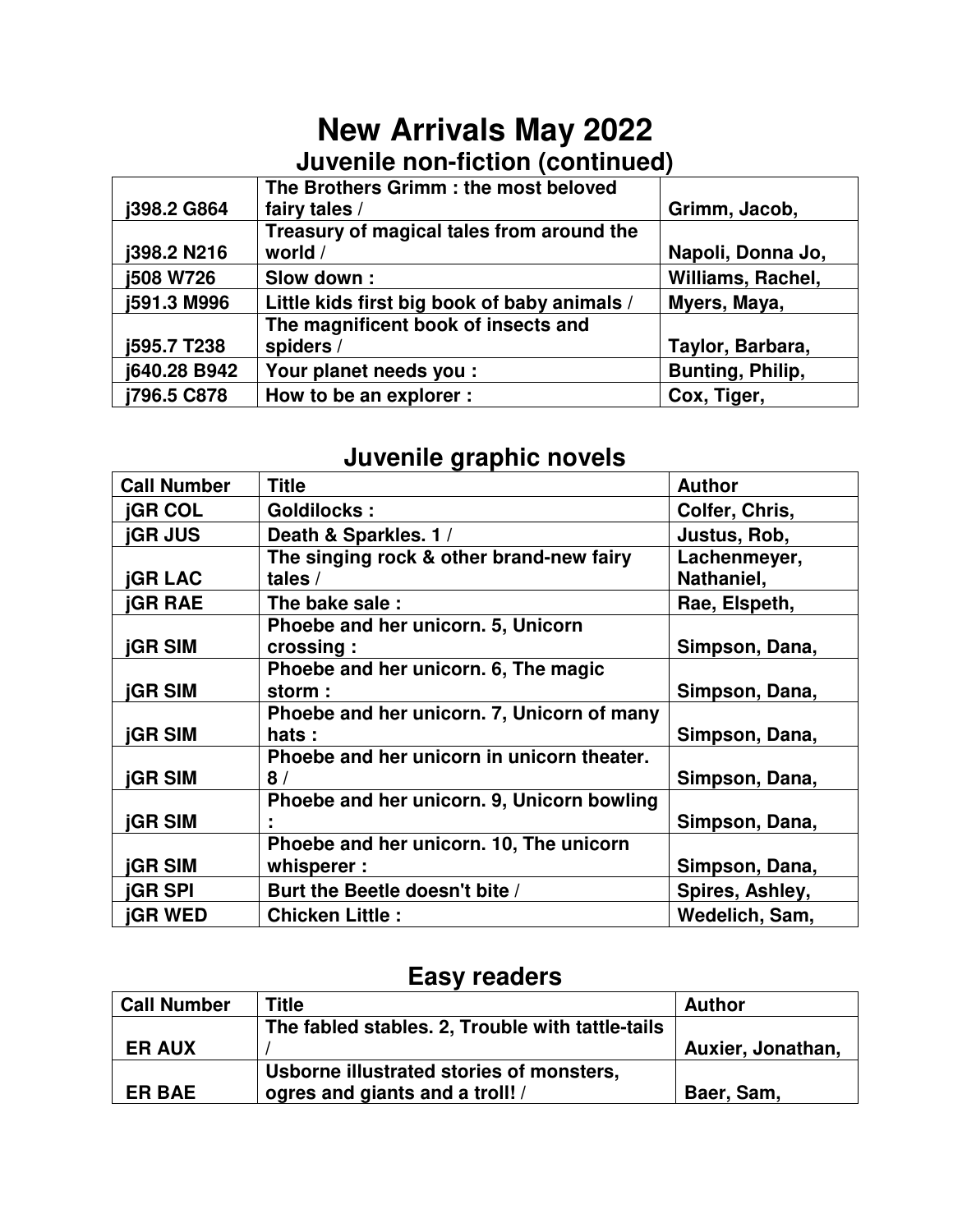# New Arrivals May 2022

## Juvenile non-fiction (continued)

| | | |
|---|---|---|
| j398.2 G864 | The Brothers Grimm : the most beloved fairy tales / | Grimm, Jacob, |
| j398.2 N216 | Treasury of magical tales from around the world / | Napoli, Donna Jo, |
| j508 W726 | Slow down : | Williams, Rachel, |
| j591.3 M996 | Little kids first big book of baby animals / | Myers, Maya, |
| j595.7 T238 | The magnificent book of insects and spiders / | Taylor, Barbara, |
| j640.28 B942 | Your planet needs you : | Bunting, Philip, |
| j796.5 C878 | How to be an explorer : | Cox, Tiger, |

## Juvenile graphic novels

| Call Number | Title | Author |
|---|---|---|
| jGR COL | Goldilocks : | Colfer, Chris, |
| jGR JUS | Death & Sparkles. 1 / | Justus, Rob, |
| jGR LAC | The singing rock & other brand-new fairy tales / | Lachenmeyer, Nathaniel, |
| jGR RAE | The bake sale : | Rae, Elspeth, |
| jGR SIM | Phoebe and her unicorn. 5, Unicorn crossing : | Simpson, Dana, |
| jGR SIM | Phoebe and her unicorn. 6, The magic storm : | Simpson, Dana, |
| jGR SIM | Phoebe and her unicorn. 7, Unicorn of many hats : | Simpson, Dana, |
| jGR SIM | Phoebe and her unicorn in unicorn theater. 8 / | Simpson, Dana, |
| jGR SIM | Phoebe and her unicorn. 9, Unicorn bowling : | Simpson, Dana, |
| jGR SIM | Phoebe and her unicorn. 10, The unicorn whisperer : | Simpson, Dana, |
| jGR SPI | Burt the Beetle doesn't bite / | Spires, Ashley, |
| jGR WED | Chicken Little : | Wedelich, Sam, |

## Easy readers

| Call Number | Title | Author |
|---|---|---|
| ER AUX | The fabled stables. 2, Trouble with tattle-tails / | Auxier, Jonathan, |
| ER BAE | Usborne illustrated stories of monsters, ogres and giants and a troll! / | Baer, Sam, |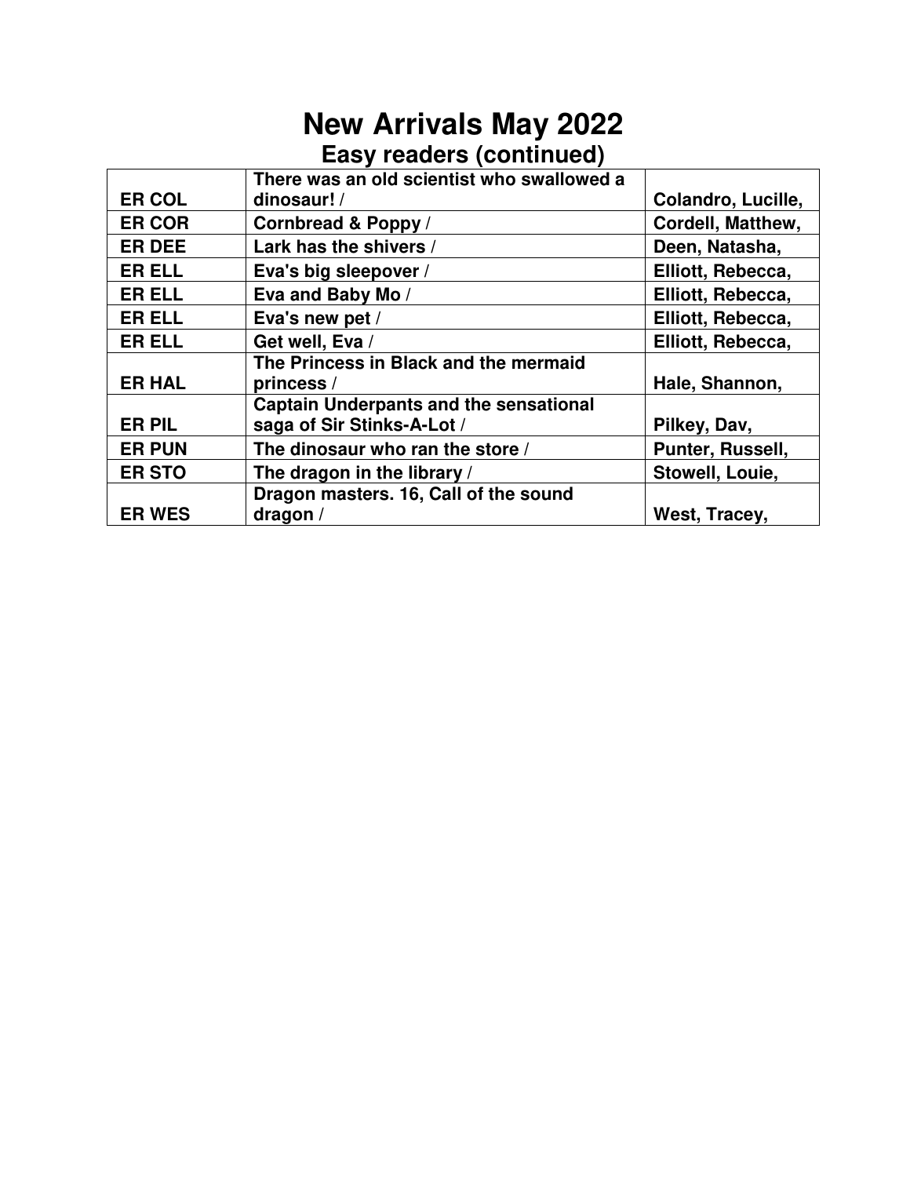# New Arrivals May 2022

## Easy readers (continued)

| | | |
|---|---|---|
| ER COL | There was an old scientist who swallowed a dinosaur! / | Colandro, Lucille, |
| ER COR | Cornbread & Poppy / | Cordell, Matthew, |
| ER DEE | Lark has the shivers / | Deen, Natasha, |
| ER ELL | Eva's big sleepover / | Elliott, Rebecca, |
| ER ELL | Eva and Baby Mo / | Elliott, Rebecca, |
| ER ELL | Eva's new pet / | Elliott, Rebecca, |
| ER ELL | Get well, Eva / | Elliott, Rebecca, |
| ER HAL | The Princess in Black and the mermaid princess / | Hale, Shannon, |
| ER PIL | Captain Underpants and the sensational saga of Sir Stinks-A-Lot / | Pilkey, Dav, |
| ER PUN | The dinosaur who ran the store / | Punter, Russell, |
| ER STO | The dragon in the library / | Stowell, Louie, |
| ER WES | Dragon masters. 16, Call of the sound dragon / | West, Tracey, |